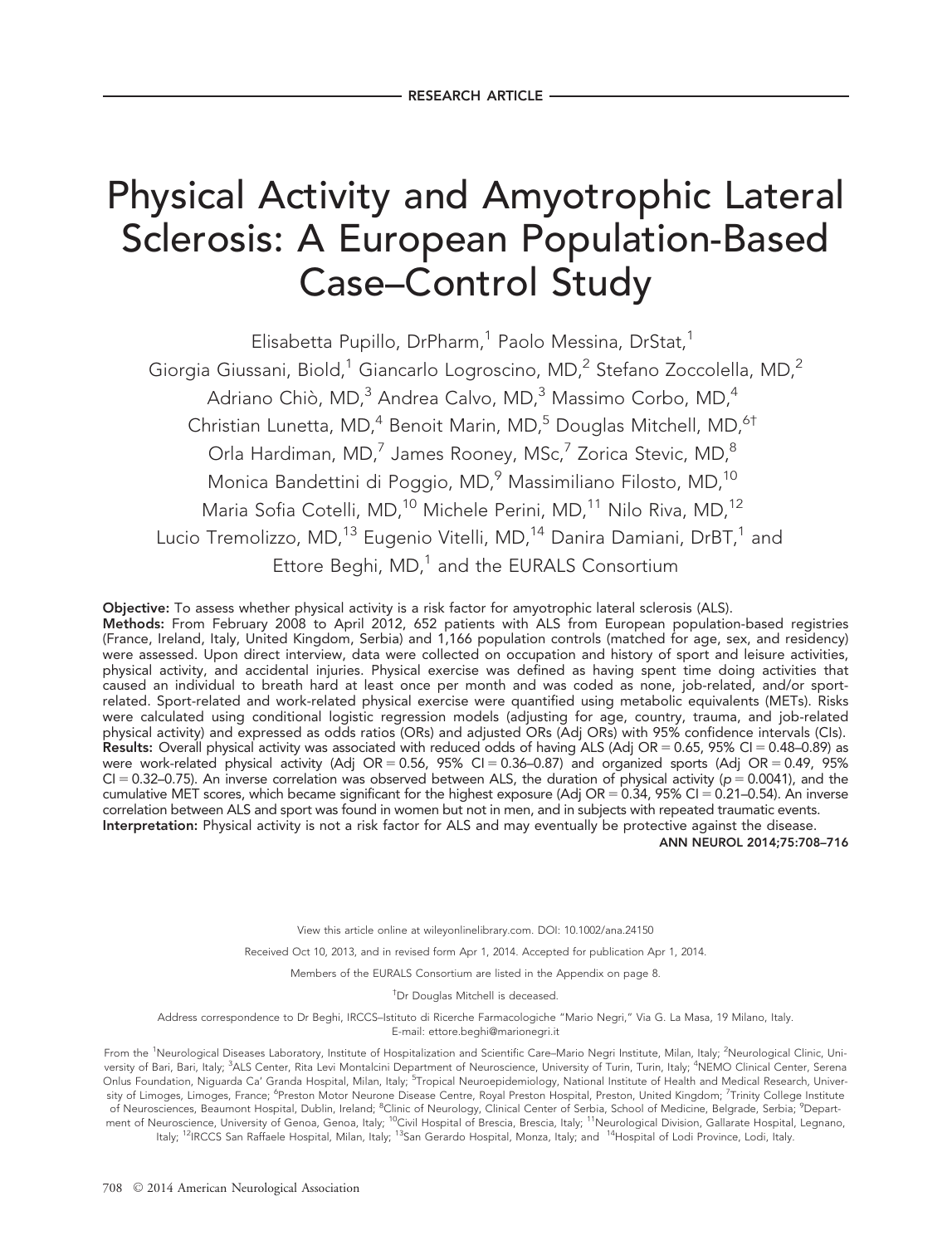RESEARCH ARTICLE

# Physical Activity and Amyotrophic Lateral Sclerosis: A European Population-Based Case–Control Study

Elisabetta Pupillo, DrPharm,[1] Paolo Messina, DrStat,[1] Giorgia Giussani, Biold,[1] Giancarlo Logroscino, MD,[2] Stefano Zoccolella, MD,[2] Adriano Chiò, MD,[3] Andrea Calvo, MD,[3] Massimo Corbo, MD,[4] Christian Lunetta, MD,[4] Benoit Marin, MD,[5] Douglas Mitchell, MD,[6†] Orla Hardiman, MD,[7] James Rooney, MSc,[7] Zorica Stevic, MD,[8] Monica Bandettini di Poggio, MD,[9] Massimiliano Filosto, MD,[10] Maria Sofia Cotelli, MD,[10] Michele Perini, MD,[11] Nilo Riva, MD,[12] Lucio Tremolizzo, MD,[13] Eugenio Vitelli, MD,[14] Danira Damiani, DrBT,[1] and Ettore Beghi, MD,[1] and the EURALS Consortium

**Objective:** To assess whether physical activity is a risk factor for amyotrophic lateral sclerosis (ALS).
**Methods:** From February 2008 to April 2012, 652 patients with ALS from European population-based registries (France, Ireland, Italy, United Kingdom, Serbia) and 1,166 population controls (matched for age, sex, and residency) were assessed. Upon direct interview, data were collected on occupation and history of sport and leisure activities, physical activity, and accidental injuries. Physical exercise was defined as having spent time doing activities that caused an individual to breath hard at least once per month and was coded as none, job-related, and/or sport-related. Sport-related and work-related physical exercise were quantified using metabolic equivalents (METs). Risks were calculated using conditional logistic regression models (adjusting for age, country, trauma, and job-related physical activity) and expressed as odds ratios (ORs) and adjusted ORs (Adj ORs) with 95% confidence intervals (CIs).
**Results:** Overall physical activity was associated with reduced odds of having ALS (Adj OR = 0.65, 95% CI = 0.48–0.89) as were work-related physical activity (Adj OR = 0.56, 95% CI = 0.36–0.87) and organized sports (Adj OR = 0.49, 95% CI = 0.32–0.75). An inverse correlation was observed between ALS, the duration of physical activity ($p = 0.0041$), and the cumulative MET scores, which became significant for the highest exposure (Adj OR = 0.34, 95% CI = 0.21–0.54). An inverse correlation between ALS and sport was found in women but not in men, and in subjects with repeated traumatic events.
**Interpretation:** Physical activity is not a risk factor for ALS and may eventually be protective against the disease.

ANN NEUROL 2014;75:708–716

View this article online at wileyonlinelibrary.com. DOI: 10.1002/ana.24150

Received Oct 10, 2013, and in revised form Apr 1, 2014. Accepted for publication Apr 1, 2014.

Members of the EURALS Consortium are listed in the Appendix on page 8.

†Dr Douglas Mitchell is deceased.

Address correspondence to Dr Beghi, IRCCS–Istituto di Ricerche Farmacologiche "Mario Negri," Via G. La Masa, 19 Milano, Italy. E-mail: ettore.beghi@marionegri.it

From the [1]Neurological Diseases Laboratory, Institute of Hospitalization and Scientific Care–Mario Negri Institute, Milan, Italy; [2]Neurological Clinic, University of Bari, Bari, Italy; [3]ALS Center, Rita Levi Montalcini Department of Neuroscience, University of Turin, Turin, Italy; [4]NEMO Clinical Center, Serena Onlus Foundation, Niguarda Ca' Granda Hospital, Milan, Italy; [5]Tropical Neuroepidemiology, National Institute of Health and Medical Research, University of Limoges, Limoges, France; [6]Preston Motor Neurone Disease Centre, Royal Preston Hospital, Preston, United Kingdom; [7]Trinity College Institute of Neurosciences, Beaumont Hospital, Dublin, Ireland; [8]Clinic of Neurology, Clinical Center of Serbia, School of Medicine, Belgrade, Serbia; [9]Department of Neuroscience, University of Genoa, Genoa, Italy; [10]Civil Hospital of Brescia, Brescia, Italy; [11]Neurological Division, Gallarate Hospital, Legnano, Italy; [12]IRCCS San Raffaele Hospital, Milan, Italy; [13]San Gerardo Hospital, Monza, Italy; and [14]Hospital of Lodi Province, Lodi, Italy.

© 2014 American Neurological Association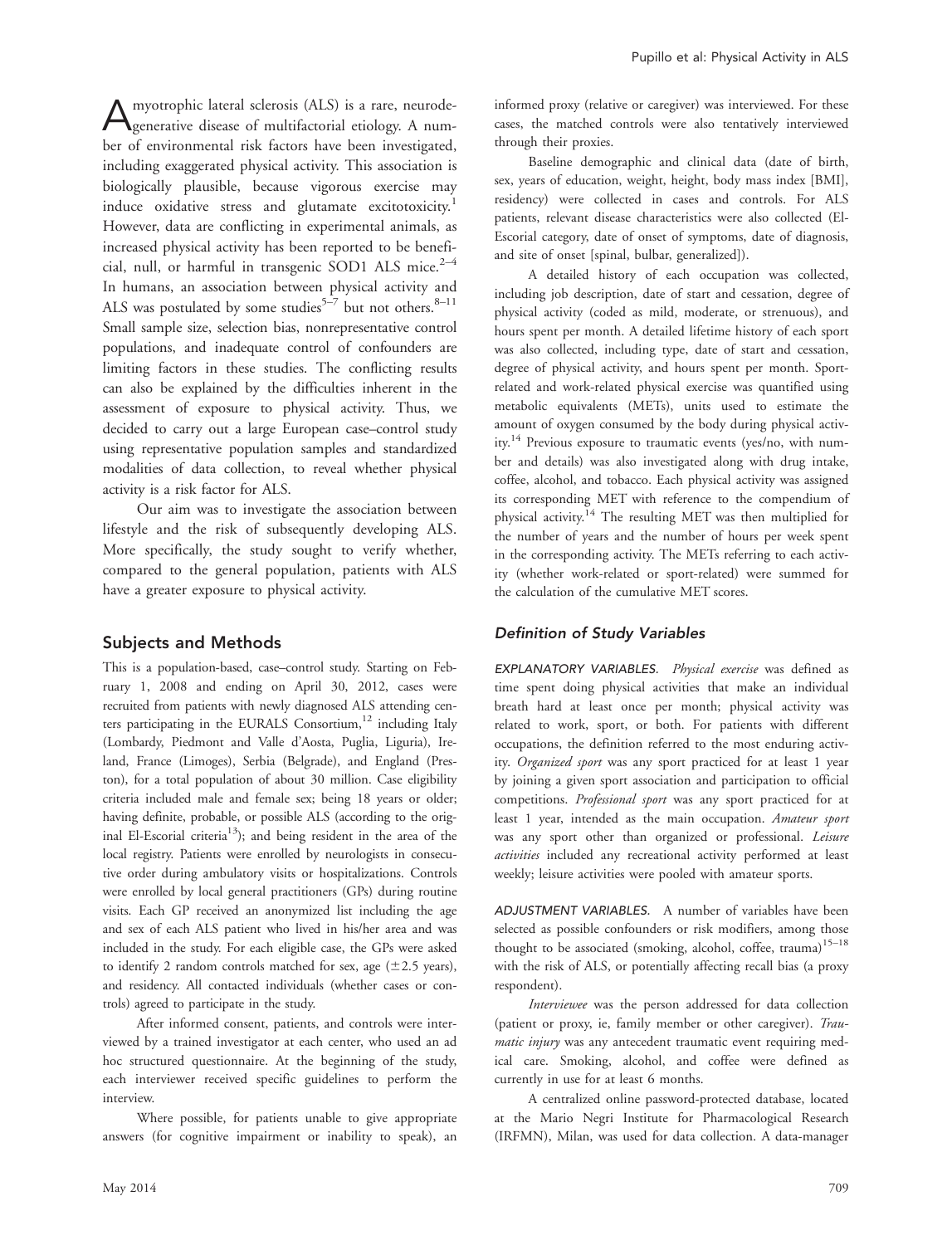Amyotrophic lateral sclerosis (ALS) is a rare, neurodegenerative disease of multifactorial etiology. A number of environmental risk factors have been investigated, including exaggerated physical activity. This association is biologically plausible, because vigorous exercise may induce oxidative stress and glutamate excitotoxicity.[1] However, data are conflicting in experimental animals, as increased physical activity has been reported to be beneficial, null, or harmful in transgenic SOD1 ALS mice.[2–4] In humans, an association between physical activity and ALS was postulated by some studies[5–7] but not others.[8–11] Small sample size, selection bias, nonrepresentative control populations, and inadequate control of confounders are limiting factors in these studies. The conflicting results can also be explained by the difficulties inherent in the assessment of exposure to physical activity. Thus, we decided to carry out a large European case–control study using representative population samples and standardized modalities of data collection, to reveal whether physical activity is a risk factor for ALS.

Our aim was to investigate the association between lifestyle and the risk of subsequently developing ALS. More specifically, the study sought to verify whether, compared to the general population, patients with ALS have a greater exposure to physical activity.

## Subjects and Methods

This is a population-based, case–control study. Starting on February 1, 2008 and ending on April 30, 2012, cases were recruited from patients with newly diagnosed ALS attending centers participating in the EURALS Consortium,[12] including Italy (Lombardy, Piedmont and Valle d'Aosta, Puglia, Liguria), Ireland, France (Limoges), Serbia (Belgrade), and England (Preston), for a total population of about 30 million. Case eligibility criteria included male and female sex; being 18 years or older; having definite, probable, or possible ALS (according to the original El-Escorial criteria[13]); and being resident in the area of the local registry. Patients were enrolled by neurologists in consecutive order during ambulatory visits or hospitalizations. Controls were enrolled by local general practitioners (GPs) during routine visits. Each GP received an anonymized list including the age and sex of each ALS patient who lived in his/her area and was included in the study. For each eligible case, the GPs were asked to identify 2 random controls matched for sex, age (±2.5 years), and residency. All contacted individuals (whether cases or controls) agreed to participate in the study.

After informed consent, patients, and controls were interviewed by a trained investigator at each center, who used an ad hoc structured questionnaire. At the beginning of the study, each interviewer received specific guidelines to perform the interview.

Where possible, for patients unable to give appropriate answers (for cognitive impairment or inability to speak), an informed proxy (relative or caregiver) was interviewed. For these cases, the matched controls were also tentatively interviewed through their proxies.

Baseline demographic and clinical data (date of birth, sex, years of education, weight, height, body mass index [BMI], residency) were collected in cases and controls. For ALS patients, relevant disease characteristics were also collected (El-Escorial category, date of onset of symptoms, date of diagnosis, and site of onset [spinal, bulbar, generalized]).

A detailed history of each occupation was collected, including job description, date of start and cessation, degree of physical activity (coded as mild, moderate, or strenuous), and hours spent per month. A detailed lifetime history of each sport was also collected, including type, date of start and cessation, degree of physical activity, and hours spent per month. Sport-related and work-related physical exercise was quantified using metabolic equivalents (METs), units used to estimate the amount of oxygen consumed by the body during physical activity.[14] Previous exposure to traumatic events (yes/no, with number and details) was also investigated along with drug intake, coffee, alcohol, and tobacco. Each physical activity was assigned its corresponding MET with reference to the compendium of physical activity.[14] The resulting MET was then multiplied for the number of years and the number of hours per week spent in the corresponding activity. The METs referring to each activity (whether work-related or sport-related) were summed for the calculation of the cumulative MET scores.

### Definition of Study Variables

EXPLANATORY VARIABLES. *Physical exercise* was defined as time spent doing physical activities that make an individual breath hard at least once per month; physical activity was related to work, sport, or both. For patients with different occupations, the definition referred to the most enduring activity. *Organized sport* was any sport practiced for at least 1 year by joining a given sport association and participation to official competitions. *Professional sport* was any sport practiced for at least 1 year, intended as the main occupation. *Amateur sport* was any sport other than organized or professional. *Leisure activities* included any recreational activity performed at least weekly; leisure activities were pooled with amateur sports.

ADJUSTMENT VARIABLES. A number of variables have been selected as possible confounders or risk modifiers, among those thought to be associated (smoking, alcohol, coffee, trauma)[15–18] with the risk of ALS, or potentially affecting recall bias (a proxy respondent).

*Interviewee* was the person addressed for data collection (patient or proxy, ie, family member or other caregiver). *Traumatic injury* was any antecedent traumatic event requiring medical care. Smoking, alcohol, and coffee were defined as currently in use for at least 6 months.

A centralized online password-protected database, located at the Mario Negri Institute for Pharmacological Research (IRFMN), Milan, was used for data collection. A data-manager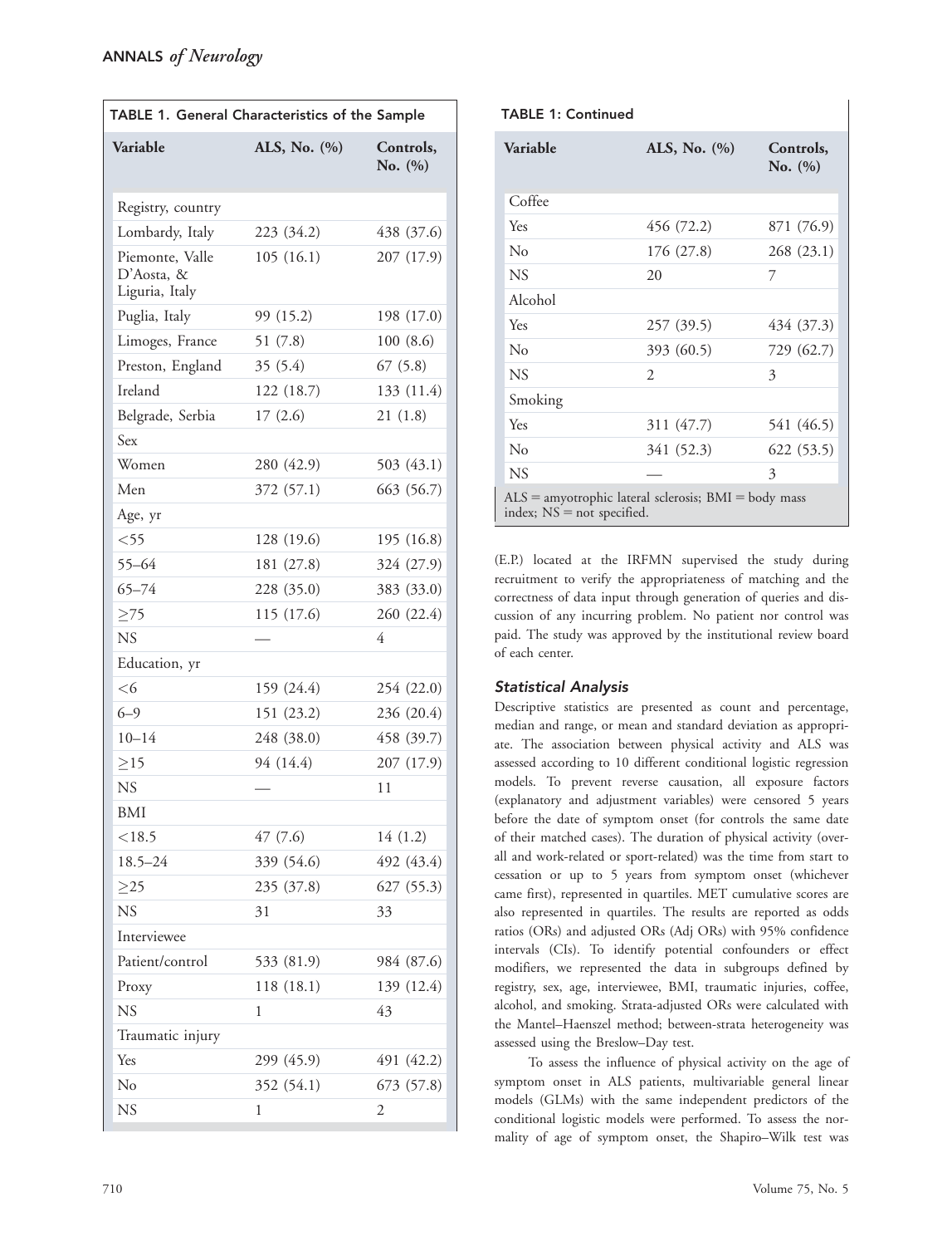TABLE 1. General Characteristics of the Sample

| Variable | ALS, No. (%) | Controls, No. (%) |
|---|---|---|
| Registry, country | | |
| Lombardy, Italy | 223 (34.2) | 438 (37.6) |
| Piemonte, Valle D'Aosta, & Liguria, Italy | 105 (16.1) | 207 (17.9) |
| Puglia, Italy | 99 (15.2) | 198 (17.0) |
| Limoges, France | 51 (7.8) | 100 (8.6) |
| Preston, England | 35 (5.4) | 67 (5.8) |
| Ireland | 122 (18.7) | 133 (11.4) |
| Belgrade, Serbia | 17 (2.6) | 21 (1.8) |
| Sex | | |
| Women | 280 (42.9) | 503 (43.1) |
| Men | 372 (57.1) | 663 (56.7) |
| Age, yr | | |
| <55 | 128 (19.6) | 195 (16.8) |
| 55–64 | 181 (27.8) | 324 (27.9) |
| 65–74 | 228 (35.0) | 383 (33.0) |
| ≥75 | 115 (17.6) | 260 (22.4) |
| NS | — | 4 |
| Education, yr | | |
| <6 | 159 (24.4) | 254 (22.0) |
| 6–9 | 151 (23.2) | 236 (20.4) |
| 10–14 | 248 (38.0) | 458 (39.7) |
| ≥15 | 94 (14.4) | 207 (17.9) |
| NS | — | 11 |
| BMI | | |
| <18.5 | 47 (7.6) | 14 (1.2) |
| 18.5–24 | 339 (54.6) | 492 (43.4) |
| ≥25 | 235 (37.8) | 627 (55.3) |
| NS | 31 | 33 |
| Interviewee | | |
| Patient/control | 533 (81.9) | 984 (87.6) |
| Proxy | 118 (18.1) | 139 (12.4) |
| NS | 1 | 43 |
| Traumatic injury | | |
| Yes | 299 (45.9) | 491 (42.2) |
| No | 352 (54.1) | 673 (57.8) |
| NS | 1 | 2 |
| Coffee | | |
| Yes | 456 (72.2) | 871 (76.9) |
| No | 176 (27.8) | 268 (23.1) |
| NS | 20 | 7 |
| Alcohol | | |
| Yes | 257 (39.5) | 434 (37.3) |
| No | 393 (60.5) | 729 (62.7) |
| NS | 2 | 3 |
| Smoking | | |
| Yes | 311 (47.7) | 541 (46.5) |
| No | 341 (52.3) | 622 (53.5) |
| NS | — | 3 |

ALS = amyotrophic lateral sclerosis; BMI = body mass index; NS = not specified.

(E.P.) located at the IRFMN supervised the study during recruitment to verify the appropriateness of matching and the correctness of data input through generation of queries and discussion of any incurring problem. No patient nor control was paid. The study was approved by the institutional review board of each center.

### *Statistical Analysis*

Descriptive statistics are presented as count and percentage, median and range, or mean and standard deviation as appropriate. The association between physical activity and ALS was assessed according to 10 different conditional logistic regression models. To prevent reverse causation, all exposure factors (explanatory and adjustment variables) were censored 5 years before the date of symptom onset (for controls the same date of their matched cases). The duration of physical activity (overall and work-related or sport-related) was the time from start to cessation or up to 5 years from symptom onset (whichever came first), represented in quartiles. MET cumulative scores are also represented in quartiles. The results are reported as odds ratios (ORs) and adjusted ORs (Adj ORs) with 95% confidence intervals (CIs). To identify potential confounders or effect modifiers, we represented the data in subgroups defined by registry, sex, age, interviewee, BMI, traumatic injuries, coffee, alcohol, and smoking. Strata-adjusted ORs were calculated with the Mantel–Haenszel method; between-strata heterogeneity was assessed using the Breslow–Day test.

To assess the influence of physical activity on the age of symptom onset in ALS patients, multivariable general linear models (GLMs) with the same independent predictors of the conditional logistic models were performed. To assess the normality of age of symptom onset, the Shapiro–Wilk test was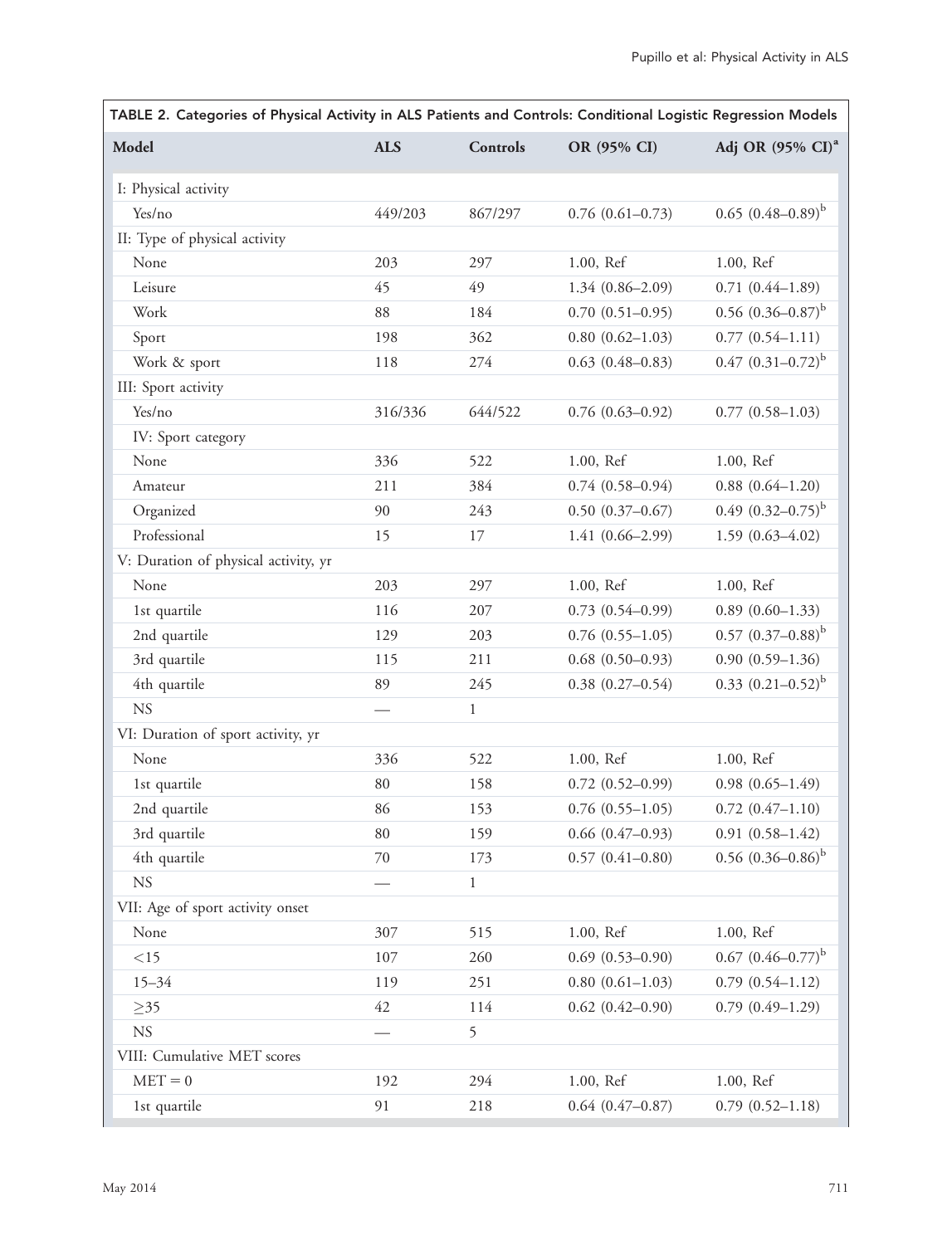TABLE 2. Categories of Physical Activity in ALS Patients and Controls: Conditional Logistic Regression Models

| Model | ALS | Controls | OR (95% CI) | Adj OR (95% CI)[a] |
|---|---|---|---|---|
| I: Physical activity | | | | |
| Yes/no | 449/203 | 867/297 | 0.76 (0.61–0.73) | 0.65 (0.48–0.89)[b] |
| II: Type of physical activity | | | | |
| None | 203 | 297 | 1.00, Ref | 1.00, Ref |
| Leisure | 45 | 49 | 1.34 (0.86–2.09) | 0.71 (0.44–1.89) |
| Work | 88 | 184 | 0.70 (0.51–0.95) | 0.56 (0.36–0.87)[b] |
| Sport | 198 | 362 | 0.80 (0.62–1.03) | 0.77 (0.54–1.11) |
| Work & sport | 118 | 274 | 0.63 (0.48–0.83) | 0.47 (0.31–0.72)[b] |
| III: Sport activity | | | | |
| Yes/no | 316/336 | 644/522 | 0.76 (0.63–0.92) | 0.77 (0.58–1.03) |
| IV: Sport category | | | | |
| None | 336 | 522 | 1.00, Ref | 1.00, Ref |
| Amateur | 211 | 384 | 0.74 (0.58–0.94) | 0.88 (0.64–1.20) |
| Organized | 90 | 243 | 0.50 (0.37–0.67) | 0.49 (0.32–0.75)[b] |
| Professional | 15 | 17 | 1.41 (0.66–2.99) | 1.59 (0.63–4.02) |
| V: Duration of physical activity, yr | | | | |
| None | 203 | 297 | 1.00, Ref | 1.00, Ref |
| 1st quartile | 116 | 207 | 0.73 (0.54–0.99) | 0.89 (0.60–1.33) |
| 2nd quartile | 129 | 203 | 0.76 (0.55–1.05) | 0.57 (0.37–0.88)[b] |
| 3rd quartile | 115 | 211 | 0.68 (0.50–0.93) | 0.90 (0.59–1.36) |
| 4th quartile | 89 | 245 | 0.38 (0.27–0.54) | 0.33 (0.21–0.52)[b] |
| NS | — | 1 | | |
| VI: Duration of sport activity, yr | | | | |
| None | 336 | 522 | 1.00, Ref | 1.00, Ref |
| 1st quartile | 80 | 158 | 0.72 (0.52–0.99) | 0.98 (0.65–1.49) |
| 2nd quartile | 86 | 153 | 0.76 (0.55–1.05) | 0.72 (0.47–1.10) |
| 3rd quartile | 80 | 159 | 0.66 (0.47–0.93) | 0.91 (0.58–1.42) |
| 4th quartile | 70 | 173 | 0.57 (0.41–0.80) | 0.56 (0.36–0.86)[b] |
| NS | — | 1 | | |
| VII: Age of sport activity onset | | | | |
| None | 307 | 515 | 1.00, Ref | 1.00, Ref |
| <15 | 107 | 260 | 0.69 (0.53–0.90) | 0.67 (0.46–0.77)[b] |
| 15–34 | 119 | 251 | 0.80 (0.61–1.03) | 0.79 (0.54–1.12) |
| ≥35 | 42 | 114 | 0.62 (0.42–0.90) | 0.79 (0.49–1.29) |
| NS | — | 5 | | |
| VIII: Cumulative MET scores | | | | |
| MET = 0 | 192 | 294 | 1.00, Ref | 1.00, Ref |
| 1st quartile | 91 | 218 | 0.64 (0.47–0.87) | 0.79 (0.52–1.18) |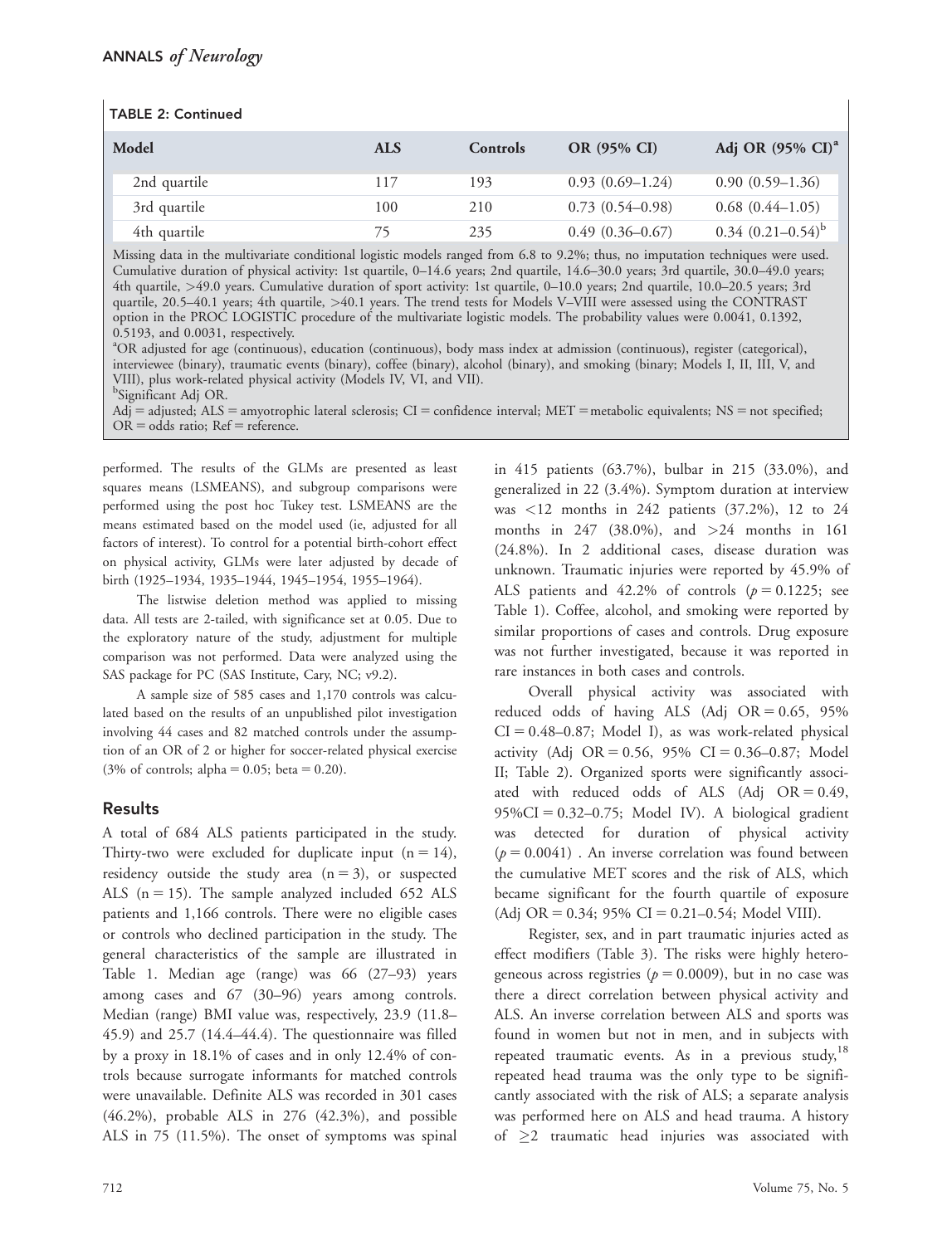TABLE 2: Continued

| Model | ALS | Controls | OR (95% CI) | Adj OR (95% CI)[a] |
|---|---|---|---|---|
| 2nd quartile | 117 | 193 | 0.93 (0.69–1.24) | 0.90 (0.59–1.36) |
| 3rd quartile | 100 | 210 | 0.73 (0.54–0.98) | 0.68 (0.44–1.05) |
| 4th quartile | 75 | 235 | 0.49 (0.36–0.67) | 0.34 (0.21–0.54)[b] |

Missing data in the multivariate conditional logistic models ranged from 6.8 to 9.2%; thus, no imputation techniques were used. Cumulative duration of physical activity: 1st quartile, 0–14.6 years; 2nd quartile, 14.6–30.0 years; 3rd quartile, 30.0–49.0 years; 4th quartile, >49.0 years. Cumulative duration of sport activity: 1st quartile, 0–10.0 years; 2nd quartile, 10.0–20.5 years; 3rd quartile, 20.5–40.1 years; 4th quartile, >40.1 years. The trend tests for Models V–VIII were assessed using the CONTRAST option in the PROC LOGISTIC procedure of the multivariate logistic models. The probability values were 0.0041, 0.1392, 0.5193, and 0.0031, respectively.

[a]OR adjusted for age (continuous), education (continuous), body mass index at admission (continuous), register (categorical), interviewee (binary), traumatic events (binary), coffee (binary), alcohol (binary), and smoking (binary; Models I, II, III, V, and VIII), plus work-related physical activity (Models IV, VI, and VII).

[b]Significant Adj OR.

Adj = adjusted; ALS = amyotrophic lateral sclerosis; CI = confidence interval; MET = metabolic equivalents; NS = not specified; OR = odds ratio; Ref = reference.

performed. The results of the GLMs are presented as least squares means (LSMEANS), and subgroup comparisons were performed using the post hoc Tukey test. LSMEANS are the means estimated based on the model used (ie, adjusted for all factors of interest). To control for a potential birth-cohort effect on physical activity, GLMs were later adjusted by decade of birth (1925–1934, 1935–1944, 1945–1954, 1955–1964).

The listwise deletion method was applied to missing data. All tests are 2-tailed, with significance set at 0.05. Due to the exploratory nature of the study, adjustment for multiple comparison was not performed. Data were analyzed using the SAS package for PC (SAS Institute, Cary, NC; v9.2).

A sample size of 585 cases and 1,170 controls was calculated based on the results of an unpublished pilot investigation involving 44 cases and 82 matched controls under the assumption of an OR of 2 or higher for soccer-related physical exercise (3% of controls; alpha = 0.05; beta = 0.20).

## Results

A total of 684 ALS patients participated in the study. Thirty-two were excluded for duplicate input (n = 14), residency outside the study area (n = 3), or suspected ALS (n = 15). The sample analyzed included 652 ALS patients and 1,166 controls. There were no eligible cases or controls who declined participation in the study. The general characteristics of the sample are illustrated in Table 1. Median age (range) was 66 (27–93) years among cases and 67 (30–96) years among controls. Median (range) BMI value was, respectively, 23.9 (11.8–45.9) and 25.7 (14.4–44.4). The questionnaire was filled by a proxy in 18.1% of cases and in only 12.4% of controls because surrogate informants for matched controls were unavailable. Definite ALS was recorded in 301 cases (46.2%), probable ALS in 276 (42.3%), and possible ALS in 75 (11.5%). The onset of symptoms was spinal in 415 patients (63.7%), bulbar in 215 (33.0%), and generalized in 22 (3.4%). Symptom duration at interview was <12 months in 242 patients (37.2%), 12 to 24 months in 247 (38.0%), and >24 months in 161 (24.8%). In 2 additional cases, disease duration was unknown. Traumatic injuries were reported by 45.9% of ALS patients and 42.2% of controls ($p = 0.1225$; see Table 1). Coffee, alcohol, and smoking were reported by similar proportions of cases and controls. Drug exposure was not further investigated, because it was reported in rare instances in both cases and controls.

Overall physical activity was associated with reduced odds of having ALS (Adj OR = 0.65, 95% CI = 0.48–0.87; Model I), as was work-related physical activity (Adj OR = 0.56, 95% CI = 0.36–0.87; Model II; Table 2). Organized sports were significantly associated with reduced odds of ALS (Adj OR = 0.49, 95%CI = 0.32–0.75; Model IV). A biological gradient was detected for duration of physical activity ($p = 0.0041$) . An inverse correlation was found between the cumulative MET scores and the risk of ALS, which became significant for the fourth quartile of exposure (Adj OR = 0.34; 95% CI = 0.21–0.54; Model VIII).

Register, sex, and in part traumatic injuries acted as effect modifiers (Table 3). The risks were highly heterogeneous across registries ($p = 0.0009$), but in no case was there a direct correlation between physical activity and ALS. An inverse correlation between ALS and sports was found in women but not in men, and in subjects with repeated traumatic events. As in a previous study,[18] repeated head trauma was the only type to be significantly associated with the risk of ALS; a separate analysis was performed here on ALS and head trauma. A history of ≥2 traumatic head injuries was associated with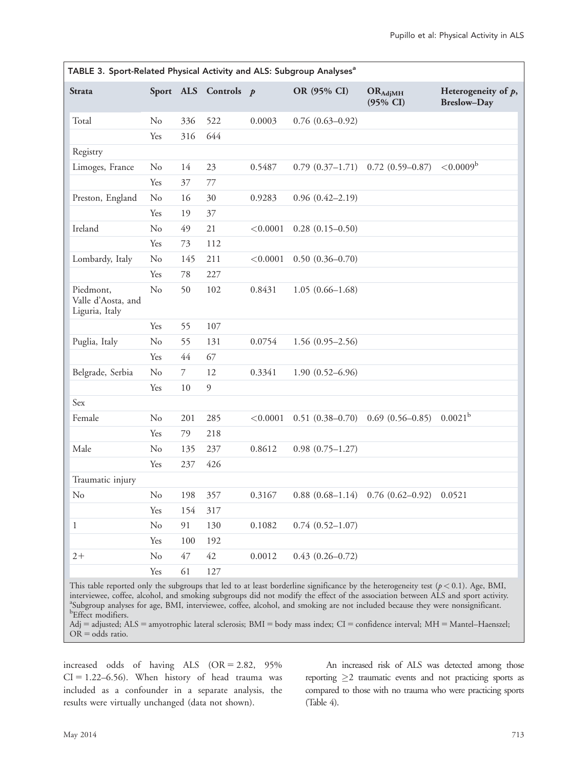TABLE 3. Sport-Related Physical Activity and ALS: Subgroup Analyses[a]

| Strata | Sport | ALS | Controls | $p$ | OR (95% CI) | $OR_{AdjMH}$ (95% CI) | Heterogeneity of $p$, Breslow–Day |
|---|---|---|---|---|---|---|---|
| Total | No | 336 | 522 | 0.0003 | 0.76 (0.63–0.92) | | |
| | Yes | 316 | 644 | | | | |
| Registry | | | | | | | |
| Limoges, France | No | 14 | 23 | 0.5487 | 0.79 (0.37–1.71) | 0.72 (0.59–0.87) | <0.0009[b] |
| | Yes | 37 | 77 | | | | |
| Preston, England | No | 16 | 30 | 0.9283 | 0.96 (0.42–2.19) | | |
| | Yes | 19 | 37 | | | | |
| Ireland | No | 49 | 21 | <0.0001 | 0.28 (0.15–0.50) | | |
| | Yes | 73 | 112 | | | | |
| Lombardy, Italy | No | 145 | 211 | <0.0001 | 0.50 (0.36–0.70) | | |
| | Yes | 78 | 227 | | | | |
| Piedmont, Valle d'Aosta, and Liguria, Italy | No | 50 | 102 | 0.8431 | 1.05 (0.66–1.68) | | |
| | Yes | 55 | 107 | | | | |
| Puglia, Italy | No | 55 | 131 | 0.0754 | 1.56 (0.95–2.56) | | |
| | Yes | 44 | 67 | | | | |
| Belgrade, Serbia | No | 7 | 12 | 0.3341 | 1.90 (0.52–6.96) | | |
| | Yes | 10 | 9 | | | | |
| Sex | | | | | | | |
| Female | No | 201 | 285 | <0.0001 | 0.51 (0.38–0.70) | 0.69 (0.56–0.85) | 0.0021[b] |
| | Yes | 79 | 218 | | | | |
| Male | No | 135 | 237 | 0.8612 | 0.98 (0.75–1.27) | | |
| | Yes | 237 | 426 | | | | |
| Traumatic injury | | | | | | | |
| No | No | 198 | 357 | 0.3167 | 0.88 (0.68–1.14) | 0.76 (0.62–0.92) | 0.0521 |
| | Yes | 154 | 317 | | | | |
| 1 | No | 91 | 130 | 0.1082 | 0.74 (0.52–1.07) | | |
| | Yes | 100 | 192 | | | | |
| 2+ | No | 47 | 42 | 0.0012 | 0.43 (0.26–0.72) | | |
| | Yes | 61 | 127 | | | | |

This table reported only the subgroups that led to at least borderline significance by the heterogeneity test ($p < 0.1$). Age, BMI, interviewee, coffee, alcohol, and smoking subgroups did not modify the effect of the association between ALS and sport activity.
[a]Subgroup analyses for age, BMI, interviewee, coffee, alcohol, and smoking are not included because they were nonsignificant.
[b]Effect modifiers.
Adj = adjusted; ALS = amyotrophic lateral sclerosis; BMI = body mass index; CI = confidence interval; MH = Mantel–Haenszel; OR = odds ratio.

increased odds of having ALS (OR = 2.82, 95% CI = 1.22–6.56). When history of head trauma was included as a confounder in a separate analysis, the results were virtually unchanged (data not shown).

An increased risk of ALS was detected among those reporting ≥2 traumatic events and not practicing sports as compared to those with no trauma who were practicing sports (Table 4).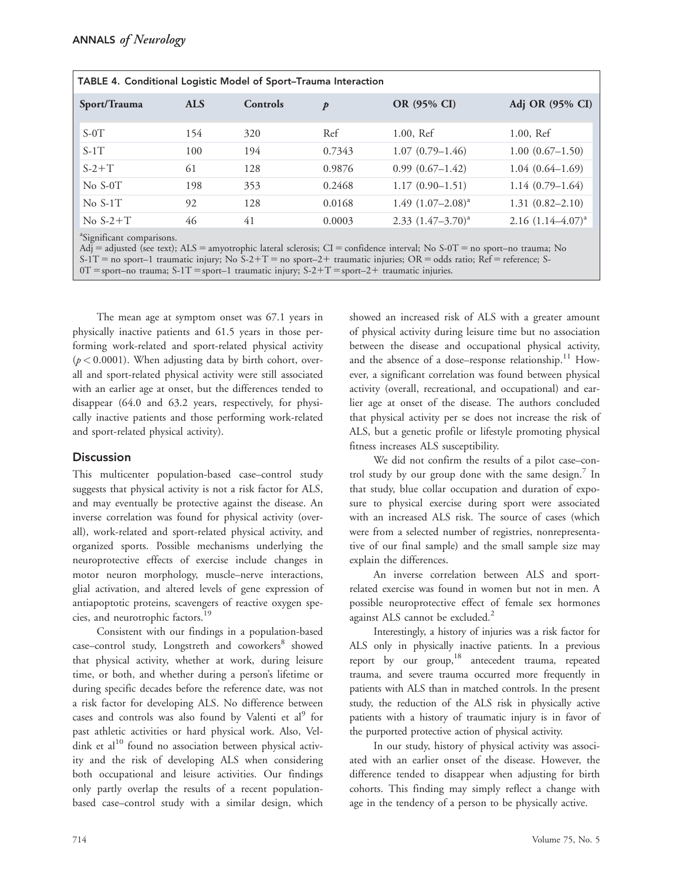TABLE 4. Conditional Logistic Model of Sport–Trauma Interaction

| Sport/Trauma | ALS | Controls | $p$ | OR (95% CI) | Adj OR (95% CI) |
|---|---|---|---|---|---|
| S-0T | 154 | 320 | Ref | 1.00, Ref | 1.00, Ref |
| S-1T | 100 | 194 | 0.7343 | 1.07 (0.79–1.46) | 1.00 (0.67–1.50) |
| S-2+T | 61 | 128 | 0.9876 | 0.99 (0.67–1.42) | 1.04 (0.64–1.69) |
| No S-0T | 198 | 353 | 0.2468 | 1.17 (0.90–1.51) | 1.14 (0.79–1.64) |
| No S-1T | 92 | 128 | 0.0168 | 1.49 (1.07–2.08)[a] | 1.31 (0.82–2.10) |
| No S-2+T | 46 | 41 | 0.0003 | 2.33 (1.47–3.70)[a] | 2.16 (1.14–4.07)[a] |

[a]Significant comparisons.
Adj = adjusted (see text); ALS = amyotrophic lateral sclerosis; CI = confidence interval; No S-0T = no sport–no trauma; No S-1T = no sport–1 traumatic injury; No S-2+T = no sport–2+ traumatic injuries; OR = odds ratio; Ref = reference; S-0T = sport–no trauma; S-1T = sport–1 traumatic injury; S-2+T = sport–2+ traumatic injuries.

The mean age at symptom onset was 67.1 years in physically inactive patients and 61.5 years in those performing work-related and sport-related physical activity ($p < 0.0001$). When adjusting data by birth cohort, overall and sport-related physical activity were still associated with an earlier age at onset, but the differences tended to disappear (64.0 and 63.2 years, respectively, for physically inactive patients and those performing work-related and sport-related physical activity).

## Discussion

This multicenter population-based case–control study suggests that physical activity is not a risk factor for ALS, and may eventually be protective against the disease. An inverse correlation was found for physical activity (overall), work-related and sport-related physical activity, and organized sports. Possible mechanisms underlying the neuroprotective effects of exercise include changes in motor neuron morphology, muscle–nerve interactions, glial activation, and altered levels of gene expression of antiapoptotic proteins, scavengers of reactive oxygen species, and neurotrophic factors.[19]

Consistent with our findings in a population-based case–control study, Longstreth and coworkers[8] showed that physical activity, whether at work, during leisure time, or both, and whether during a person's lifetime or during specific decades before the reference date, was not a risk factor for developing ALS. No difference between cases and controls was also found by Valenti et al[9] for past athletic activities or hard physical work. Also, Veldink et al[10] found no association between physical activity and the risk of developing ALS when considering both occupational and leisure activities. Our findings only partly overlap the results of a recent population-based case–control study with a similar design, which showed an increased risk of ALS with a greater amount of physical activity during leisure time but no association between the disease and occupational physical activity, and the absence of a dose–response relationship.[11] However, a significant correlation was found between physical activity (overall, recreational, and occupational) and earlier age at onset of the disease. The authors concluded that physical activity per se does not increase the risk of ALS, but a genetic profile or lifestyle promoting physical fitness increases ALS susceptibility.

We did not confirm the results of a pilot case–control study by our group done with the same design.[7] In that study, blue collar occupation and duration of exposure to physical exercise during sport were associated with an increased ALS risk. The source of cases (which were from a selected number of registries, nonrepresentative of our final sample) and the small sample size may explain the differences.

An inverse correlation between ALS and sport-related exercise was found in women but not in men. A possible neuroprotective effect of female sex hormones against ALS cannot be excluded.[2]

Interestingly, a history of injuries was a risk factor for ALS only in physically inactive patients. In a previous report by our group,[18] antecedent trauma, repeated trauma, and severe trauma occurred more frequently in patients with ALS than in matched controls. In the present study, the reduction of the ALS risk in physically active patients with a history of traumatic injury is in favor of the purported protective action of physical activity.

In our study, history of physical activity was associated with an earlier onset of the disease. However, the difference tended to disappear when adjusting for birth cohorts. This finding may simply reflect a change with age in the tendency of a person to be physically active.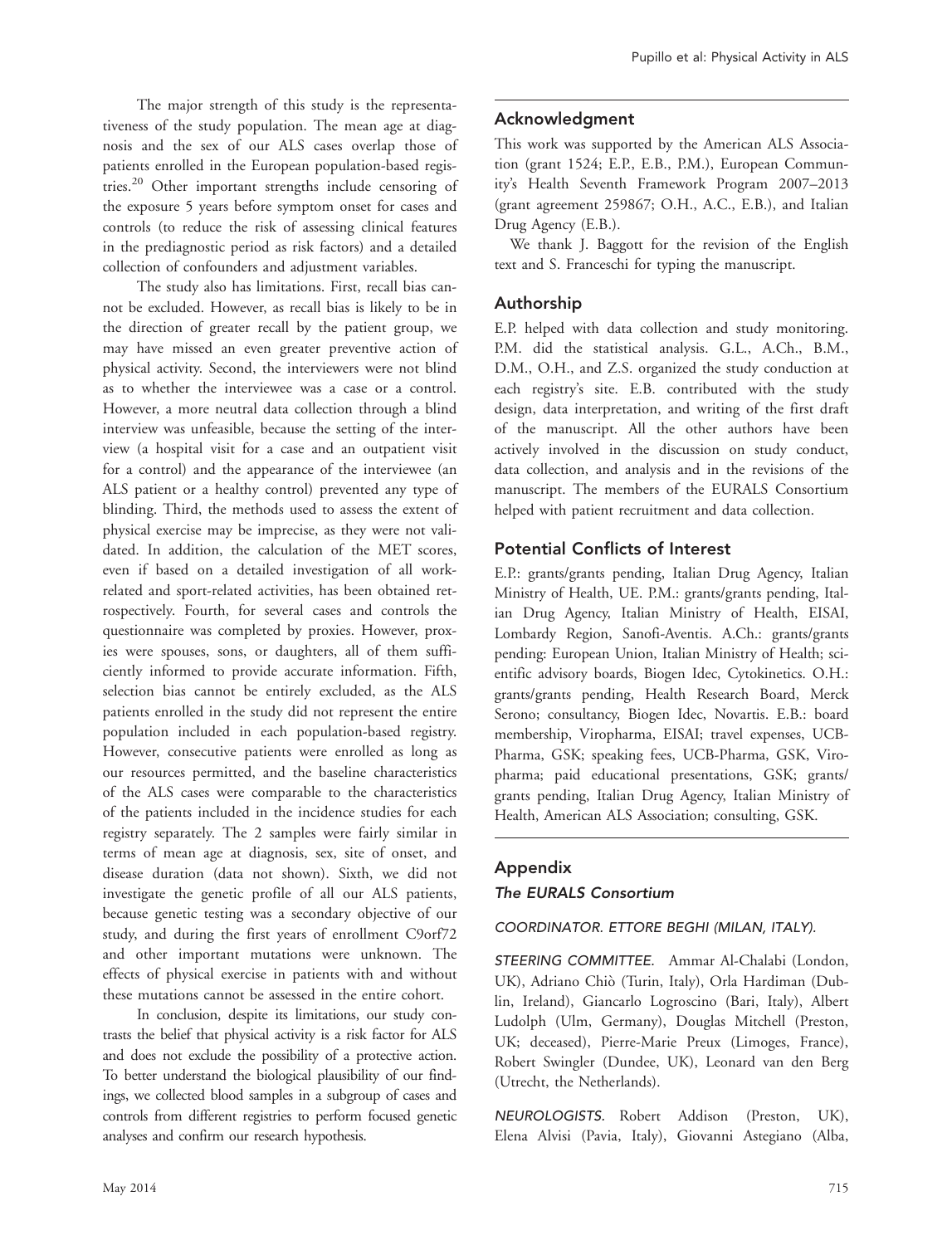The major strength of this study is the representativeness of the study population. The mean age at diagnosis and the sex of our ALS cases overlap those of patients enrolled in the European population-based registries.[20] Other important strengths include censoring of the exposure 5 years before symptom onset for cases and controls (to reduce the risk of assessing clinical features in the prediagnostic period as risk factors) and a detailed collection of confounders and adjustment variables.

The study also has limitations. First, recall bias cannot be excluded. However, as recall bias is likely to be in the direction of greater recall by the patient group, we may have missed an even greater preventive action of physical activity. Second, the interviewers were not blind as to whether the interviewee was a case or a control. However, a more neutral data collection through a blind interview was unfeasible, because the setting of the interview (a hospital visit for a case and an outpatient visit for a control) and the appearance of the interviewee (an ALS patient or a healthy control) prevented any type of blinding. Third, the methods used to assess the extent of physical exercise may be imprecise, as they were not validated. In addition, the calculation of the MET scores, even if based on a detailed investigation of all work-related and sport-related activities, has been obtained retrospectively. Fourth, for several cases and controls the questionnaire was completed by proxies. However, proxies were spouses, sons, or daughters, all of them sufficiently informed to provide accurate information. Fifth, selection bias cannot be entirely excluded, as the ALS patients enrolled in the study did not represent the entire population included in each population-based registry. However, consecutive patients were enrolled as long as our resources permitted, and the baseline characteristics of the ALS cases were comparable to the characteristics of the patients included in the incidence studies for each registry separately. The 2 samples were fairly similar in terms of mean age at diagnosis, sex, site of onset, and disease duration (data not shown). Sixth, we did not investigate the genetic profile of all our ALS patients, because genetic testing was a secondary objective of our study, and during the first years of enrollment C9orf72 and other important mutations were unknown. The effects of physical exercise in patients with and without these mutations cannot be assessed in the entire cohort.

In conclusion, despite its limitations, our study contrasts the belief that physical activity is a risk factor for ALS and does not exclude the possibility of a protective action. To better understand the biological plausibility of our findings, we collected blood samples in a subgroup of cases and controls from different registries to perform focused genetic analyses and confirm our research hypothesis.

## Acknowledgment

This work was supported by the American ALS Association (grant 1524; E.P., E.B., P.M.), European Community's Health Seventh Framework Program 2007–2013 (grant agreement 259867; O.H., A.C., E.B.), and Italian Drug Agency (E.B.).

We thank J. Baggott for the revision of the English text and S. Franceschi for typing the manuscript.

## Authorship

E.P. helped with data collection and study monitoring. P.M. did the statistical analysis. G.L., A.Ch., B.M., D.M., O.H., and Z.S. organized the study conduction at each registry's site. E.B. contributed with the study design, data interpretation, and writing of the first draft of the manuscript. All the other authors have been actively involved in the discussion on study conduct, data collection, and analysis and in the revisions of the manuscript. The members of the EURALS Consortium helped with patient recruitment and data collection.

## Potential Conflicts of Interest

E.P.: grants/grants pending, Italian Drug Agency, Italian Ministry of Health, UE. P.M.: grants/grants pending, Italian Drug Agency, Italian Ministry of Health, EISAI, Lombardy Region, Sanofi-Aventis. A.Ch.: grants/grants pending: European Union, Italian Ministry of Health; scientific advisory boards, Biogen Idec, Cytokinetics. O.H.: grants/grants pending, Health Research Board, Merck Serono; consultancy, Biogen Idec, Novartis. E.B.: board membership, Viropharma, EISAI; travel expenses, UCB-Pharma, GSK; speaking fees, UCB-Pharma, GSK, Viropharma; paid educational presentations, GSK; grants/grants pending, Italian Drug Agency, Italian Ministry of Health, American ALS Association; consulting, GSK.

## Appendix

### *The EURALS Consortium*

COORDINATOR. ETTORE BEGHI (MILAN, ITALY).

*STEERING COMMITTEE.* Ammar Al-Chalabi (London, UK), Adriano Chiò (Turin, Italy), Orla Hardiman (Dublin, Ireland), Giancarlo Logroscino (Bari, Italy), Albert Ludolph (Ulm, Germany), Douglas Mitchell (Preston, UK; deceased), Pierre-Marie Preux (Limoges, France), Robert Swingler (Dundee, UK), Leonard van den Berg (Utrecht, the Netherlands).

*NEUROLOGISTS.* Robert Addison (Preston, UK), Elena Alvisi (Pavia, Italy), Giovanni Astegiano (Alba,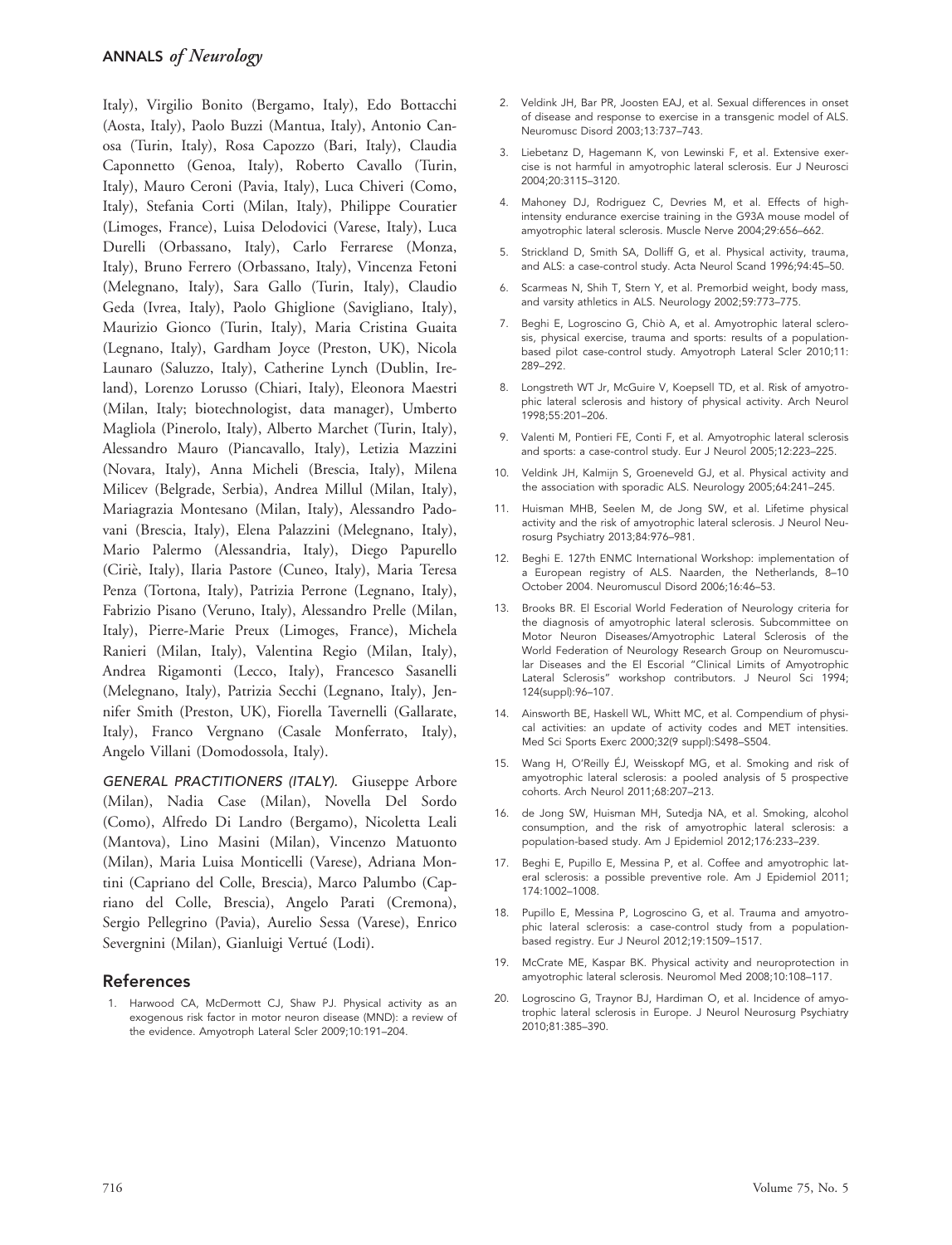Italy), Virgilio Bonito (Bergamo, Italy), Edo Bottacchi (Aosta, Italy), Paolo Buzzi (Mantua, Italy), Antonio Canosa (Turin, Italy), Rosa Capozzo (Bari, Italy), Claudia Caponnetto (Genoa, Italy), Roberto Cavallo (Turin, Italy), Mauro Ceroni (Pavia, Italy), Luca Chiveri (Como, Italy), Stefania Corti (Milan, Italy), Philippe Couratier (Limoges, France), Luisa Delodovici (Varese, Italy), Luca Durelli (Orbassano, Italy), Carlo Ferrarese (Monza, Italy), Bruno Ferrero (Orbassano, Italy), Vincenza Fetoni (Melegnano, Italy), Sara Gallo (Turin, Italy), Claudio Geda (Ivrea, Italy), Paolo Ghiglione (Savigliano, Italy), Maurizio Gionco (Turin, Italy), Maria Cristina Guaita (Legnano, Italy), Gardham Joyce (Preston, UK), Nicola Launaro (Saluzzo, Italy), Catherine Lynch (Dublin, Ireland), Lorenzo Lorusso (Chiari, Italy), Eleonora Maestri (Milan, Italy; biotechnologist, data manager), Umberto Magliola (Pinerolo, Italy), Alberto Marchet (Turin, Italy), Alessandro Mauro (Piancavallo, Italy), Letizia Mazzini (Novara, Italy), Anna Micheli (Brescia, Italy), Milena Milicev (Belgrade, Serbia), Andrea Millul (Milan, Italy), Mariagrazia Montesano (Milan, Italy), Alessandro Padovani (Brescia, Italy), Elena Palazzini (Melegnano, Italy), Mario Palermo (Alessandria, Italy), Diego Papurello (Ciriè, Italy), Ilaria Pastore (Cuneo, Italy), Maria Teresa Penza (Tortona, Italy), Patrizia Perrone (Legnano, Italy), Fabrizio Pisano (Veruno, Italy), Alessandro Prelle (Milan, Italy), Pierre-Marie Preux (Limoges, France), Michela Ranieri (Milan, Italy), Valentina Regio (Milan, Italy), Andrea Rigamonti (Lecco, Italy), Francesco Sasanelli (Melegnano, Italy), Patrizia Secchi (Legnano, Italy), Jennifer Smith (Preston, UK), Fiorella Tavernelli (Gallarate, Italy), Franco Vergnano (Casale Monferrato, Italy), Angelo Villani (Domodossola, Italy).

*GENERAL PRACTITIONERS (ITALY).* Giuseppe Arbore (Milan), Nadia Case (Milan), Novella Del Sordo (Como), Alfredo Di Landro (Bergamo), Nicoletta Leali (Mantova), Lino Masini (Milan), Vincenzo Matuonto (Milan), Maria Luisa Monticelli (Varese), Adriana Montini (Capriano del Colle, Brescia), Marco Palumbo (Capriano del Colle, Brescia), Angelo Parati (Cremona), Sergio Pellegrino (Pavia), Aurelio Sessa (Varese), Enrico Severgnini (Milan), Gianluigi Vertué (Lodi).

## References

1. Harwood CA, McDermott CJ, Shaw PJ. Physical activity as an exogenous risk factor in motor neuron disease (MND): a review of the evidence. Amyotroph Lateral Scler 2009;10:191–204.
2. Veldink JH, Bar PR, Joosten EAJ, et al. Sexual differences in onset of disease and response to exercise in a transgenic model of ALS. Neuromusc Disord 2003;13:737–743.
3. Liebetanz D, Hagemann K, von Lewinski F, et al. Extensive exercise is not harmful in amyotrophic lateral sclerosis. Eur J Neurosci 2004;20:3115–3120.
4. Mahoney DJ, Rodriguez C, Devries M, et al. Effects of high-intensity endurance exercise training in the G93A mouse model of amyotrophic lateral sclerosis. Muscle Nerve 2004;29:656–662.
5. Strickland D, Smith SA, Dolliff G, et al. Physical activity, trauma, and ALS: a case-control study. Acta Neurol Scand 1996;94:45–50.
6. Scarmeas N, Shih T, Stern Y, et al. Premorbid weight, body mass, and varsity athletics in ALS. Neurology 2002;59:773–775.
7. Beghi E, Logroscino G, Chiò A, et al. Amyotrophic lateral sclerosis, physical exercise, trauma and sports: results of a population-based pilot case-control study. Amyotroph Lateral Scler 2010;11: 289–292.
8. Longstreth WT Jr, McGuire V, Koepsell TD, et al. Risk of amyotrophic lateral sclerosis and history of physical activity. Arch Neurol 1998;55:201–206.
9. Valenti M, Pontieri FE, Conti F, et al. Amyotrophic lateral sclerosis and sports: a case-control study. Eur J Neurol 2005;12:223–225.
10. Veldink JH, Kalmijn S, Groeneveld GJ, et al. Physical activity and the association with sporadic ALS. Neurology 2005;64:241–245.
11. Huisman MHB, Seelen M, de Jong SW, et al. Lifetime physical activity and the risk of amyotrophic lateral sclerosis. J Neurol Neurosurg Psychiatry 2013;84:976–981.
12. Beghi E. 127th ENMC International Workshop: implementation of a European registry of ALS. Naarden, the Netherlands, 8–10 October 2004. Neuromuscul Disord 2006;16:46–53.
13. Brooks BR. El Escorial World Federation of Neurology criteria for the diagnosis of amyotrophic lateral sclerosis. Subcommittee on Motor Neuron Diseases/Amyotrophic Lateral Sclerosis of the World Federation of Neurology Research Group on Neuromuscular Diseases and the El Escorial "Clinical Limits of Amyotrophic Lateral Sclerosis" workshop contributors. J Neurol Sci 1994; 124(suppl):96–107.
14. Ainsworth BE, Haskell WL, Whitt MC, et al. Compendium of physical activities: an update of activity codes and MET intensities. Med Sci Sports Exerc 2000;32(9 suppl):S498–S504.
15. Wang H, O'Reilly ÉJ, Weisskopf MG, et al. Smoking and risk of amyotrophic lateral sclerosis: a pooled analysis of 5 prospective cohorts. Arch Neurol 2011;68:207–213.
16. de Jong SW, Huisman MH, Sutedja NA, et al. Smoking, alcohol consumption, and the risk of amyotrophic lateral sclerosis: a population-based study. Am J Epidemiol 2012;176:233–239.
17. Beghi E, Pupillo E, Messina P, et al. Coffee and amyotrophic lateral sclerosis: a possible preventive role. Am J Epidemiol 2011; 174:1002–1008.
18. Pupillo E, Messina P, Logroscino G, et al. Trauma and amyotrophic lateral sclerosis: a case-control study from a population-based registry. Eur J Neurol 2012;19:1509–1517.
19. McCrate ME, Kaspar BK. Physical activity and neuroprotection in amyotrophic lateral sclerosis. Neuromol Med 2008;10:108–117.
20. Logroscino G, Traynor BJ, Hardiman O, et al. Incidence of amyotrophic lateral sclerosis in Europe. J Neurol Neurosurg Psychiatry 2010;81:385–390.